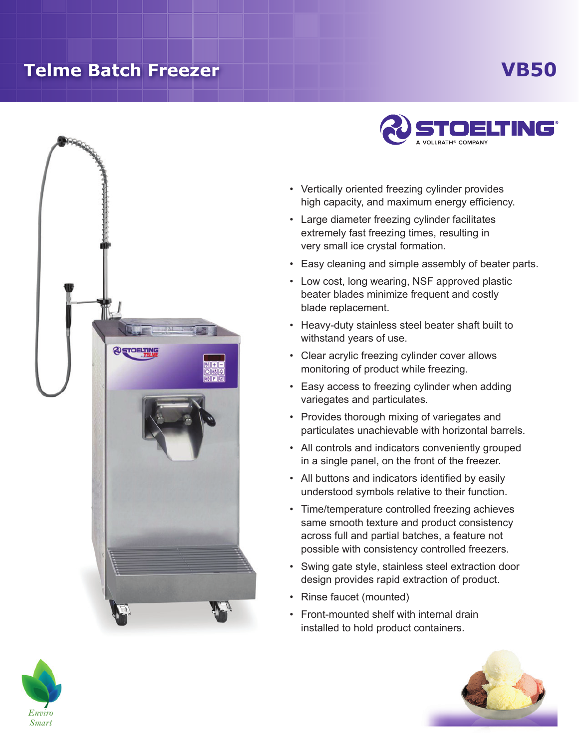# Telme Batch Freezer

## VB50

STOELTING
A VOLLRATH® COMPANY

- Vertically oriented freezing cylinder provides high capacity, and maximum energy efficiency.
- Large diameter freezing cylinder facilitates extremely fast freezing times, resulting in very small ice crystal formation.
- Easy cleaning and simple assembly of beater parts.
- Low cost, long wearing, NSF approved plastic beater blades minimize frequent and costly blade replacement.
- Heavy-duty stainless steel beater shaft built to withstand years of use.
- Clear acrylic freezing cylinder cover allows monitoring of product while freezing.
- Easy access to freezing cylinder when adding variegates and particulates.
- Provides thorough mixing of variegates and particulates unachievable with horizontal barrels.
- All controls and indicators conveniently grouped in a single panel, on the front of the freezer.
- All buttons and indicators identified by easily understood symbols relative to their function.
- Time/temperature controlled freezing achieves same smooth texture and product consistency across full and partial batches, a feature not possible with consistency controlled freezers.
- Swing gate style, stainless steel extraction door design provides rapid extraction of product.
- Rinse faucet (mounted)
- Front-mounted shelf with internal drain installed to hold product containers.

*Enviro Smart*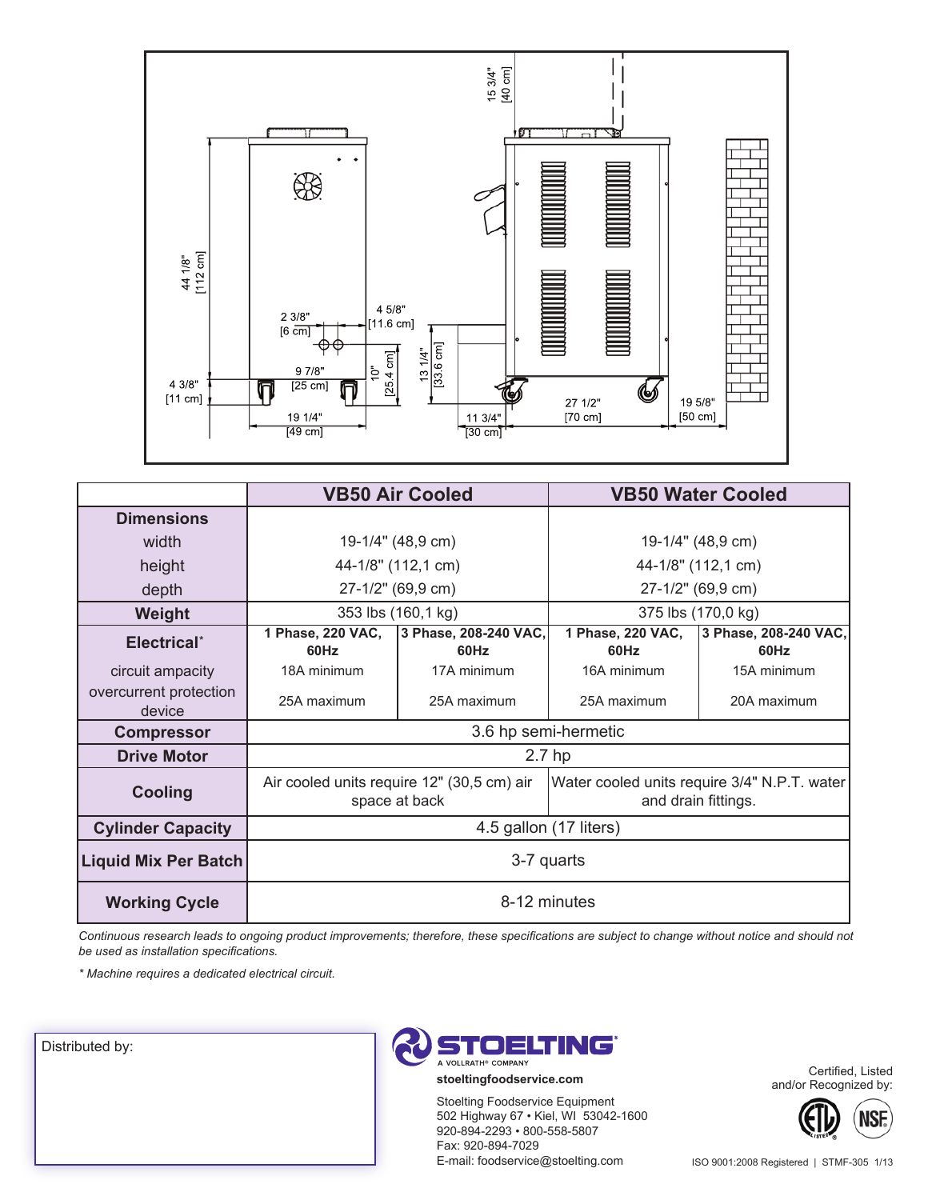15 3/4"
[40 cm]

44 1/8"
[112 cm]

2 3/8"
[6 cm]

4 5/8"
[11.6 cm]

9 7/8"
[25 cm]

10"
[25.4 cm]

13 1/4"
[33.6 cm]

4 3/8"
[11 cm]

19 1/4"
[49 cm]

11 3/4"
[30 cm]

27 1/2"
[70 cm]

19 5/8"
[50 cm]

| | VB50 Air Cooled | | VB50 Water Cooled | |
|---|---|---|---|---|
| **Dimensions** | | | | |
| width | 19-1/4" (48,9 cm) | | 19-1/4" (48,9 cm) | |
| height | 44-1/8" (112,1 cm) | | 44-1/8" (112,1 cm) | |
| depth | 27-1/2" (69,9 cm) | | 27-1/2" (69,9 cm) | |
| **Weight** | 353 lbs (160,1 kg) | | 375 lbs (170,0 kg) | |
| **Electrical*** | **1 Phase, 220 VAC, 60Hz** | **3 Phase, 208-240 VAC, 60Hz** | **1 Phase, 220 VAC, 60Hz** | **3 Phase, 208-240 VAC, 60Hz** |
| circuit ampacity | 18A minimum | 17A minimum | 16A minimum | 15A minimum |
| overcurrent protection device | 25A maximum | 25A maximum | 25A maximum | 20A maximum |
| **Compressor** | 3.6 hp semi-hermetic | | | |
| **Drive Motor** | 2.7 hp | | | |
| **Cooling** | Air cooled units require 12" (30,5 cm) air space at back | | Water cooled units require 3/4" N.P.T. water and drain fittings. | |
| **Cylinder Capacity** | 4.5 gallon (17 liters) | | | |
| **Liquid Mix Per Batch** | 3-7 quarts | | | |
| **Working Cycle** | 8-12 minutes | | | |

*Continuous research leads to ongoing product improvements; therefore, these specifications are subject to change without notice and should not be used as installation specifications.*

*\* Machine requires a dedicated electrical circuit.*

Distributed by:

STOELTING
A VOLLRATH® COMPANY

**stoeltingfoodservice.com**

Stoelting Foodservice Equipment
502 Highway 67 • Kiel, WI 53042-1600
920-894-2293 • 800-558-5807
Fax: 920-894-7029
E-mail: foodservice@stoelting.com

Certified, Listed and/or Recognized by:

ISO 9001:2008 Registered | STMF-305 1/13